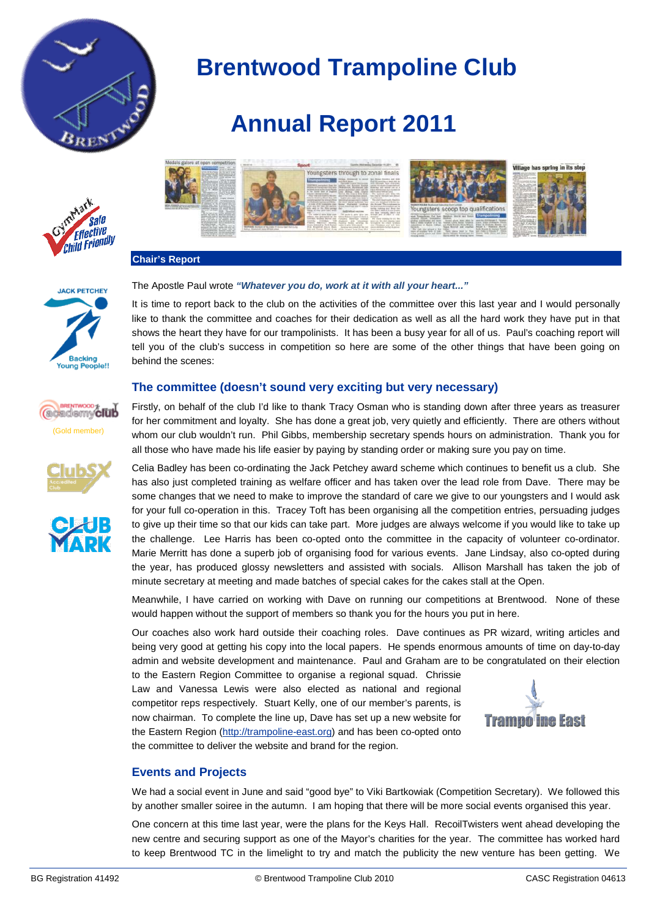# Brentwood Trampoline Club

# Annual Report 2011

## Chair's Report

The Apostle Paul wrote ***"Whatever you do, work at it with all your heart..."***

It is time to report back to the club on the activities of the committee over this last year and I would personally like to thank the committee and coaches for their dedication as well as all the hard work they have put in that shows the heart they have for our trampolinists. It has been a busy year for all of us. Paul's coaching report will tell you of the club's success in competition so here are some of the other things that have been going on behind the scenes:

### The committee (doesn't sound very exciting but very necessary)

Firstly, on behalf of the club I'd like to thank Tracy Osman who is standing down after three years as treasurer for her commitment and loyalty. She has done a great job, very quietly and efficiently. There are others without whom our club wouldn't run. Phil Gibbs, membership secretary spends hours on administration. Thank you for all those who have made his life easier by paying by standing order or making sure you pay on time.

Celia Badley has been co-ordinating the Jack Petchey award scheme which continues to benefit us a club. She has also just completed training as welfare officer and has taken over the lead role from Dave. There may be some changes that we need to make to improve the standard of care we give to our youngsters and I would ask for your full co-operation in this. Tracey Toft has been organising all the competition entries, persuading judges to give up their time so that our kids can take part. More judges are always welcome if you would like to take up the challenge. Lee Harris has been co-opted onto the committee in the capacity of volunteer co-ordinator. Marie Merritt has done a superb job of organising food for various events. Jane Lindsay, also co-opted during the year, has produced glossy newsletters and assisted with socials. Allison Marshall has taken the job of minute secretary at meeting and made batches of special cakes for the cakes stall at the Open.

Meanwhile, I have carried on working with Dave on running our competitions at Brentwood. None of these would happen without the support of members so thank you for the hours you put in here.

Our coaches also work hard outside their coaching roles. Dave continues as PR wizard, writing articles and being very good at getting his copy into the local papers. He spends enormous amounts of time on day-to-day admin and website development and maintenance. Paul and Graham are to be congratulated on their election to the Eastern Region Committee to organise a regional squad. Chrissie Law and Vanessa Lewis were also elected as national and regional competitor reps respectively. Stuart Kelly, one of our member's parents, is now chairman. To complete the line up, Dave has set up a new website for the Eastern Region (http://trampoline-east.org) and has been co-opted onto the committee to deliver the website and brand for the region.

### Events and Projects

We had a social event in June and said "good bye" to Viki Bartkowiak (Competition Secretary). We followed this by another smaller soiree in the autumn. I am hoping that there will be more social events organised this year.

One concern at this time last year, were the plans for the Keys Hall. RecoilTwisters went ahead developing the new centre and securing support as one of the Mayor's charities for the year. The committee has worked hard to keep Brentwood TC in the limelight to try and match the publicity the new venture has been getting. We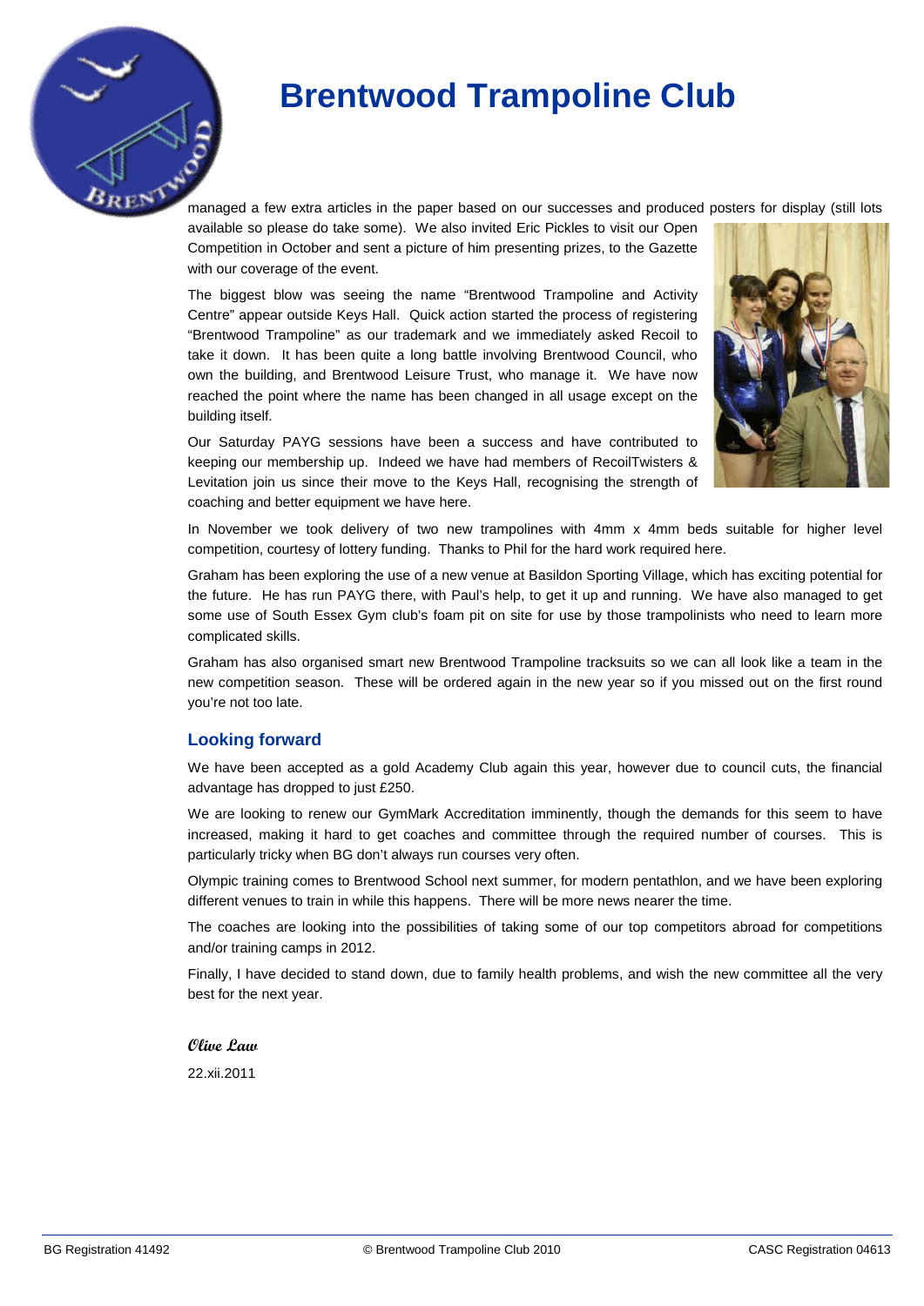# Brentwood Trampoline Club

managed a few extra articles in the paper based on our successes and produced posters for display (still lots available so please do take some). We also invited Eric Pickles to visit our Open Competition in October and sent a picture of him presenting prizes, to the Gazette with our coverage of the event.

The biggest blow was seeing the name "Brentwood Trampoline and Activity Centre" appear outside Keys Hall. Quick action started the process of registering "Brentwood Trampoline" as our trademark and we immediately asked Recoil to take it down. It has been quite a long battle involving Brentwood Council, who own the building, and Brentwood Leisure Trust, who manage it. We have now reached the point where the name has been changed in all usage except on the building itself.

Our Saturday PAYG sessions have been a success and have contributed to keeping our membership up. Indeed we have had members of RecoilTwisters & Levitation join us since their move to the Keys Hall, recognising the strength of coaching and better equipment we have here.

In November we took delivery of two new trampolines with 4mm x 4mm beds suitable for higher level competition, courtesy of lottery funding. Thanks to Phil for the hard work required here.

Graham has been exploring the use of a new venue at Basildon Sporting Village, which has exciting potential for the future. He has run PAYG there, with Paul's help, to get it up and running. We have also managed to get some use of South Essex Gym club's foam pit on site for use by those trampolinists who need to learn more complicated skills.

Graham has also organised smart new Brentwood Trampoline tracksuits so we can all look like a team in the new competition season. These will be ordered again in the new year so if you missed out on the first round you're not too late.

## Looking forward

We have been accepted as a gold Academy Club again this year, however due to council cuts, the financial advantage has dropped to just £250.

We are looking to renew our GymMark Accreditation imminently, though the demands for this seem to have increased, making it hard to get coaches and committee through the required number of courses. This is particularly tricky when BG don't always run courses very often.

Olympic training comes to Brentwood School next summer, for modern pentathlon, and we have been exploring different venues to train in while this happens. There will be more news nearer the time.

The coaches are looking into the possibilities of taking some of our top competitors abroad for competitions and/or training camps in 2012.

Finally, I have decided to stand down, due to family health problems, and wish the new committee all the very best for the next year.

*Olive Law*

22.xii.2011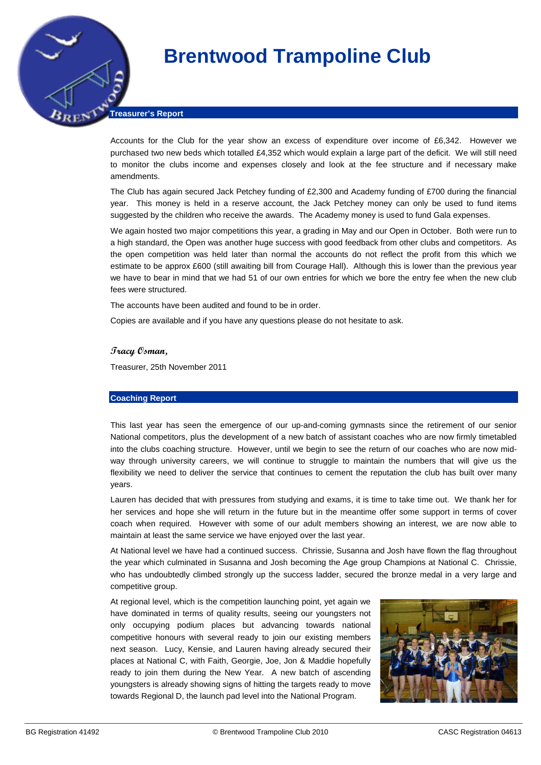# Brentwood Trampoline Club

## Treasurer's Report

Accounts for the Club for the year show an excess of expenditure over income of £6,342. However we purchased two new beds which totalled £4,352 which would explain a large part of the deficit. We will still need to monitor the clubs income and expenses closely and look at the fee structure and if necessary make amendments.

The Club has again secured Jack Petchey funding of £2,300 and Academy funding of £700 during the financial year. This money is held in a reserve account, the Jack Petchey money can only be used to fund items suggested by the children who receive the awards. The Academy money is used to fund Gala expenses.

We again hosted two major competitions this year, a grading in May and our Open in October. Both were run to a high standard, the Open was another huge success with good feedback from other clubs and competitors. As the open competition was held later than normal the accounts do not reflect the profit from this which we estimate to be approx £600 (still awaiting bill from Courage Hall). Although this is lower than the previous year we have to bear in mind that we had 51 of our own entries for which we bore the entry fee when the new club fees were structured.

The accounts have been audited and found to be in order.

Copies are available and if you have any questions please do not hesitate to ask.

*Tracy Osman,*

Treasurer, 25th November 2011

## Coaching Report

This last year has seen the emergence of our up-and-coming gymnasts since the retirement of our senior National competitors, plus the development of a new batch of assistant coaches who are now firmly timetabled into the clubs coaching structure. However, until we begin to see the return of our coaches who are now mid-way through university careers, we will continue to struggle to maintain the numbers that will give us the flexibility we need to deliver the service that continues to cement the reputation the club has built over many years.

Lauren has decided that with pressures from studying and exams, it is time to take time out. We thank her for her services and hope she will return in the future but in the meantime offer some support in terms of cover coach when required. However with some of our adult members showing an interest, we are now able to maintain at least the same service we have enjoyed over the last year.

At National level we have had a continued success. Chrissie, Susanna and Josh have flown the flag throughout the year which culminated in Susanna and Josh becoming the Age group Champions at National C. Chrissie, who has undoubtedly climbed strongly up the success ladder, secured the bronze medal in a very large and competitive group.

At regional level, which is the competition launching point, yet again we have dominated in terms of quality results, seeing our youngsters not only occupying podium places but advancing towards national competitive honours with several ready to join our existing members next season. Lucy, Kensie, and Lauren having already secured their places at National C, with Faith, Georgie, Joe, Jon & Maddie hopefully ready to join them during the New Year. A new batch of ascending youngsters is already showing signs of hitting the targets ready to move towards Regional D, the launch pad level into the National Program.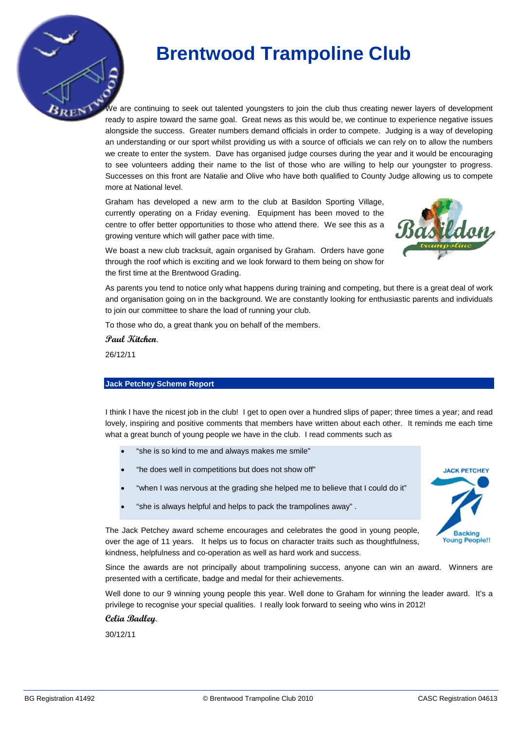# Brentwood Trampoline Club

We are continuing to seek out talented youngsters to join the club thus creating newer layers of development ready to aspire toward the same goal. Great news as this would be, we continue to experience negative issues alongside the success. Greater numbers demand officials in order to compete. Judging is a way of developing an understanding or our sport whilst providing us with a source of officials we can rely on to allow the numbers we create to enter the system. Dave has organised judge courses during the year and it would be encouraging to see volunteers adding their name to the list of those who are willing to help our youngster to progress. Successes on this front are Natalie and Olive who have both qualified to County Judge allowing us to compete more at National level.

Graham has developed a new arm to the club at Basildon Sporting Village, currently operating on a Friday evening. Equipment has been moved to the centre to offer better opportunities to those who attend there. We see this as a growing venture which will gather pace with time.

We boast a new club tracksuit, again organised by Graham. Orders have gone through the roof which is exciting and we look forward to them being on show for the first time at the Brentwood Grading.

As parents you tend to notice only what happens during training and competing, but there is a great deal of work and organisation going on in the background. We are constantly looking for enthusiastic parents and individuals to join our committee to share the load of running your club.

To those who do, a great thank you on behalf of the members.

*Paul Kitchen.*

26/12/11

## Jack Petchey Scheme Report

I think I have the nicest job in the club! I get to open over a hundred slips of paper; three times a year; and read lovely, inspiring and positive comments that members have written about each other. It reminds me each time what a great bunch of young people we have in the club. I read comments such as

- "she is so kind to me and always makes me smile"
- "he does well in competitions but does not show off"
- "when I was nervous at the grading she helped me to believe that I could do it"
- "she is always helpful and helps to pack the trampolines away" .

The Jack Petchey award scheme encourages and celebrates the good in young people, over the age of 11 years. It helps us to focus on character traits such as thoughtfulness, kindness, helpfulness and co-operation as well as hard work and success.

Since the awards are not principally about trampolining success, anyone can win an award. Winners are presented with a certificate, badge and medal for their achievements.

Well done to our 9 winning young people this year. Well done to Graham for winning the leader award. It's a privilege to recognise your special qualities. I really look forward to seeing who wins in 2012!

*Celia Badley.*

30/12/11

BG Registration 41492 © Brentwood Trampoline Club 2010 CASC Registration 04613